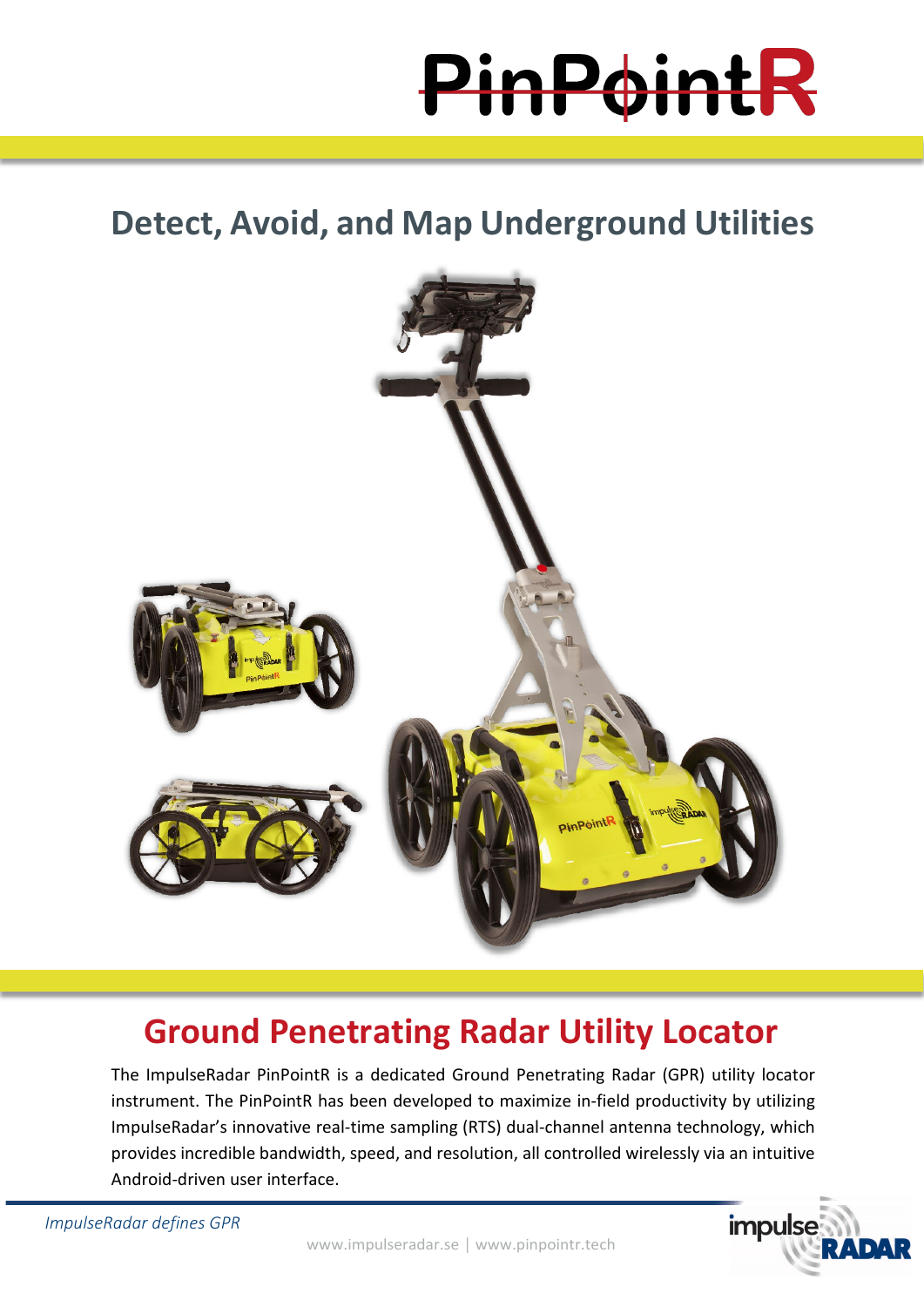# PinPointR

## Detect, Avoid, and Map Underground Utilities

## Ground Penetrating Radar Utility Locator

The ImpulseRadar PinPointR is a dedicated Ground Penetrating Radar (GPR) utility locator instrument. The PinPointR has been developed to maximize in-field productivity by utilizing ImpulseRadar's innovative real-time sampling (RTS) dual-channel antenna technology, which provides incredible bandwidth, speed, and resolution, all controlled wirelessly via an intuitive Android-driven user interface.

*ImpulseRadar defines GPR*

www.impulseradar.se | www.pinpointr.tech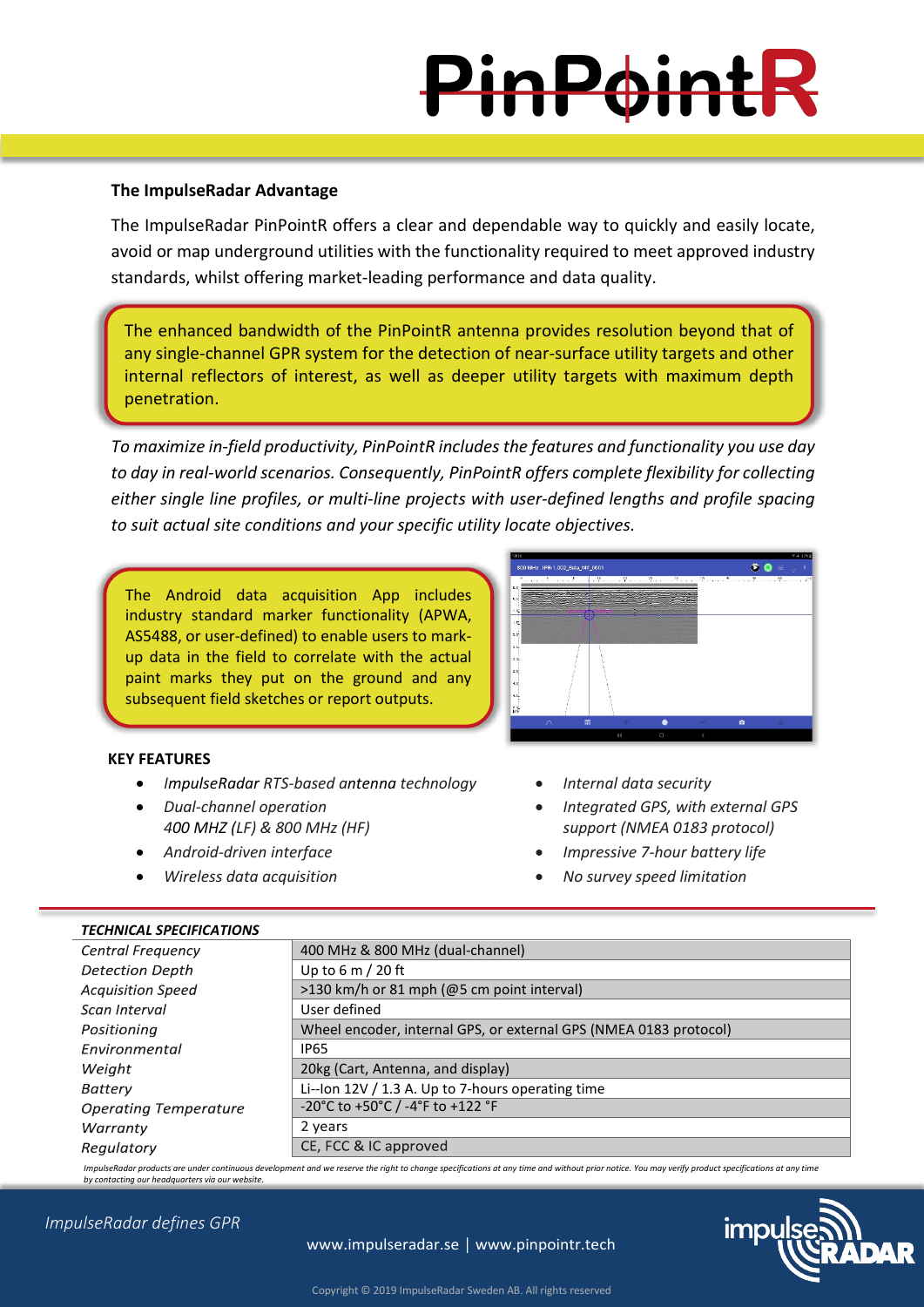# PinPointR

## The ImpulseRadar Advantage

The ImpulseRadar PinPointR offers a clear and dependable way to quickly and easily locate, avoid or map underground utilities with the functionality required to meet approved industry standards, whilst offering market-leading performance and data quality.

The enhanced bandwidth of the PinPointR antenna provides resolution beyond that of any single-channel GPR system for the detection of near-surface utility targets and other internal reflectors of interest, as well as deeper utility targets with maximum depth penetration.

*To maximize in-field productivity, PinPointR includes the features and functionality you use day to day in real-world scenarios. Consequently, PinPointR offers complete flexibility for collecting either single line profiles, or multi-line projects with user-defined lengths and profile spacing to suit actual site conditions and your specific utility locate objectives.*

The Android data acquisition App includes industry standard marker functionality (APWA, AS5488, or user-defined) to enable users to mark-up data in the field to correlate with the actual paint marks they put on the ground and any subsequent field sketches or report outputs.

## KEY FEATURES

- *ImpulseRadar RTS-based antenna technology*
- *Dual-channel operation 400 MHZ (LF) & 800 MHz (HF)*
- *Android-driven interface*
- *Wireless data acquisition*
- *Internal data security*
- *Integrated GPS, with external GPS support (NMEA 0183 protocol)*
- *Impressive 7-hour battery life*
- *No survey speed limitation*

### *TECHNICAL SPECIFICATIONS*

| | |
|---|---|
| *Central Frequency* | 400 MHz & 800 MHz (dual-channel) |
| *Detection Depth* | Up to 6 m / 20 ft |
| *Acquisition Speed* | >130 km/h or 81 mph (@5 cm point interval) |
| *Scan Interval* | User defined |
| *Positioning* | Wheel encoder, internal GPS, or external GPS (NMEA 0183 protocol) |
| *Environmental* | IP65 |
| *Weight* | 20kg (Cart, Antenna, and display) |
| *Battery* | Li--Ion 12V / 1.3 A. Up to 7-hours operating time |
| *Operating Temperature* | -20°C to +50°C / -4°F to +122 °F |
| *Warranty* | 2 years |
| *Regulatory* | CE, FCC & IC approved |

*ImpulseRadar products are under continuous development and we reserve the right to change specifications at any time and without prior notice. You may verify product specifications at any time by contacting our headquarters via our website.*

*ImpulseRadar defines GPR*

www.impulseradar.se | www.pinpointr.tech

Copyright © 2019 ImpulseRadar Sweden AB. All rights reserved